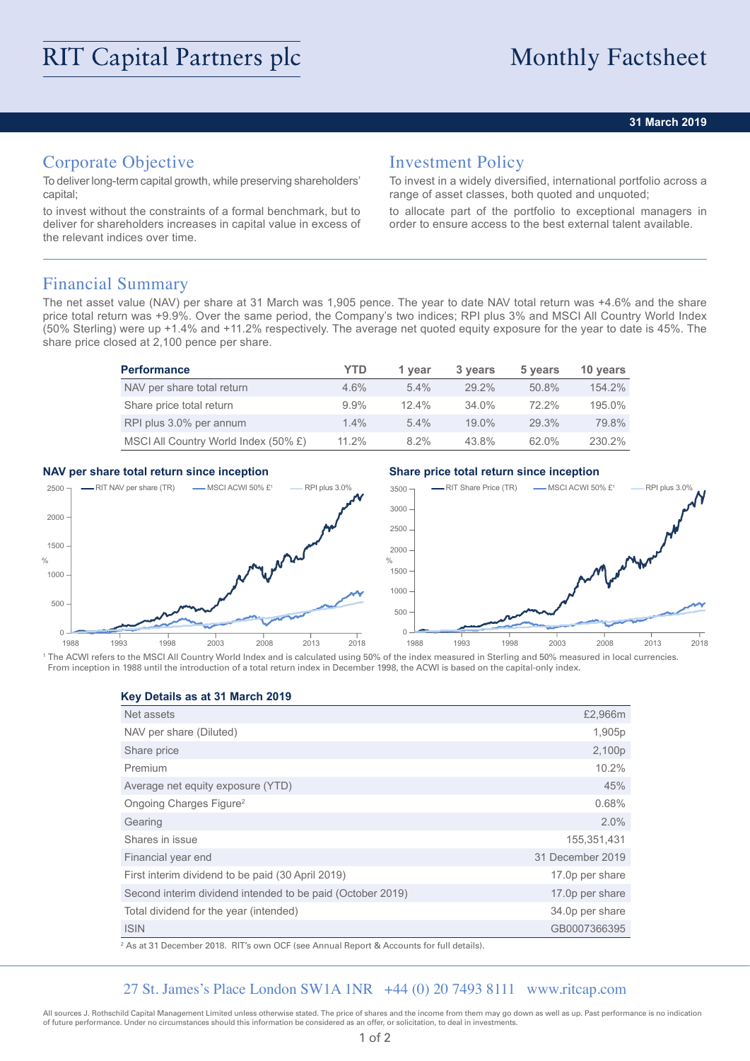# RIT Capital Partners plc

# Monthly Factsheet

**31 March 2019**

## Corporate Objective

To deliver long-term capital growth, while preserving shareholders' capital;

to invest without the constraints of a formal benchmark, but to deliver for shareholders increases in capital value in excess of the relevant indices over time.

## Investment Policy

To invest in a widely diversified, international portfolio across a range of asset classes, both quoted and unquoted;

to allocate part of the portfolio to exceptional managers in order to ensure access to the best external talent available.

## Financial Summary

The net asset value (NAV) per share at 31 March was 1,905 pence. The year to date NAV total return was +4.6% and the share price total return was +9.9%. Over the same period, the Company's two indices; RPI plus 3% and MSCI All Country World Index (50% Sterling) were up +1.4% and +11.2% respectively. The average net quoted equity exposure for the year to date is 45%. The share price closed at 2,100 pence per share.

| Performance | YTD | 1 year | 3 years | 5 years | 10 years |
|---|---|---|---|---|---|
| NAV per share total return | 4.6% | 5.4% | 29.2% | 50.8% | 154.2% |
| Share price total return | 9.9% | 12.4% | 34.0% | 72.2% | 195.0% |
| RPI plus 3.0% per annum | 1.4% | 5.4% | 19.0% | 29.3% | 79.8% |
| MSCI All Country World Index (50% £) | 11.2% | 8.2% | 43.8% | 62.0% | 230.2% |

**NAV per share total return since inception**

**Share price total return since inception**

[1] The ACWI refers to the MSCI All Country World Index and is calculated using 50% of the index measured in Sterling and 50% measured in local currencies. From inception in 1988 until the introduction of a total return index in December 1998, the ACWI is based on the capital-only index.

**Key Details as at 31 March 2019**

| | |
|---|---|
| Net assets | £2,966m |
| NAV per share (Diluted) | 1,905p |
| Share price | 2,100p |
| Premium | 10.2% |
| Average net equity exposure (YTD) | 45% |
| Ongoing Charges Figure[2] | 0.68% |
| Gearing | 2.0% |
| Shares in issue | 155,351,431 |
| Financial year end | 31 December 2019 |
| First interim dividend to be paid (30 April 2019) | 17.0p per share |
| Second interim dividend intended to be paid (October 2019) | 17.0p per share |
| Total dividend for the year (intended) | 34.0p per share |
| ISIN | GB0007366395 |

[2] As at 31 December 2018. RIT's own OCF (see Annual Report & Accounts for full details).

27 St. James's Place London SW1A 1NR +44 (0) 20 7493 8111 www.ritcap.com

All sources J. Rothschild Capital Management Limited unless otherwise stated. The price of shares and the income from them may go down as well as up. Past performance is no indication of future performance. Under no circumstances should this information be considered as an offer, or solicitation, to deal in investments.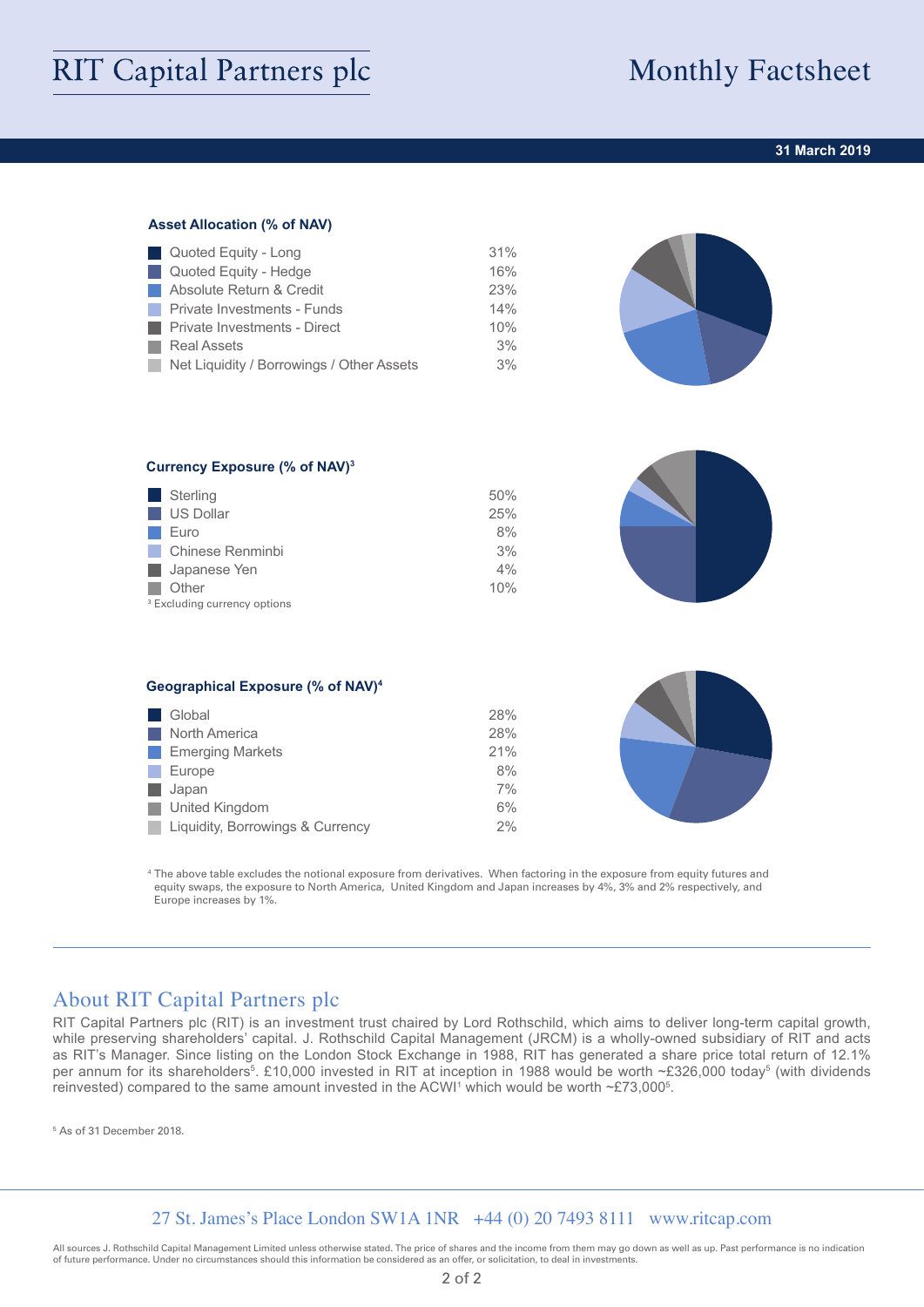# RIT Capital Partners plc

# Monthly Factsheet

**31 March 2019**

### Asset Allocation (% of NAV)

| | |
|---|---|
| Quoted Equity - Long | 31% |
| Quoted Equity - Hedge | 16% |
| Absolute Return & Credit | 23% |
| Private Investments - Funds | 14% |
| Private Investments - Direct | 10% |
| Real Assets | 3% |
| Net Liquidity / Borrowings / Other Assets | 3% |

### Currency Exposure (% of NAV)[3]

| | |
|---|---|
| Sterling | 50% |
| US Dollar | 25% |
| Euro | 8% |
| Chinese Renminbi | 3% |
| Japanese Yen | 4% |
| Other | 10% |

[3] Excluding currency options

### Geographical Exposure (% of NAV)[4]

| | |
|---|---|
| Global | 28% |
| North America | 28% |
| Emerging Markets | 21% |
| Europe | 8% |
| Japan | 7% |
| United Kingdom | 6% |
| Liquidity, Borrowings & Currency | 2% |

[4] The above table excludes the notional exposure from derivatives. When factoring in the exposure from equity futures and equity swaps, the exposure to North America, United Kingdom and Japan increases by 4%, 3% and 2% respectively, and Europe increases by 1%.

## About RIT Capital Partners plc

RIT Capital Partners plc (RIT) is an investment trust chaired by Lord Rothschild, which aims to deliver long-term capital growth, while preserving shareholders' capital. J. Rothschild Capital Management (JRCM) is a wholly-owned subsidiary of RIT and acts as RIT's Manager. Since listing on the London Stock Exchange in 1988, RIT has generated a share price total return of 12.1% per annum for its shareholders[5]. £10,000 invested in RIT at inception in 1988 would be worth ~£326,000 today[5] (with dividends reinvested) compared to the same amount invested in the ACWI[1] which would be worth ~£73,000[5].

[5] As of 31 December 2018.

27 St. James's Place London SW1A 1NR +44 (0) 20 7493 8111 www.ritcap.com

All sources J. Rothschild Capital Management Limited unless otherwise stated. The price of shares and the income from them may go down as well as up. Past performance is no indication of future performance. Under no circumstances should this information be considered as an offer, or solicitation, to deal in investments.